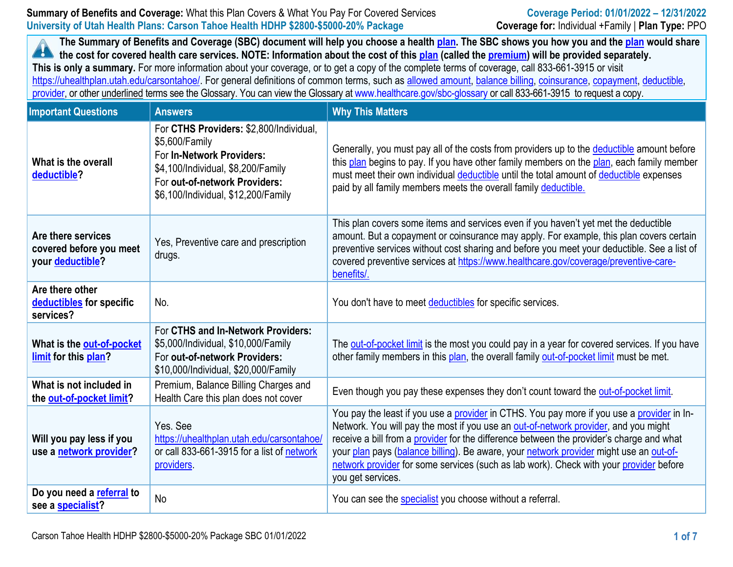**Summary of Benefits and Coverage:** What this Plan Covers & What You Pay For Covered Services
**University of Utah Health Plans: Carson Tahoe Health HDHP $2800-$5000-20% Package**

**Coverage Period: 01/01/2022 – 12/31/2022**
**Coverage for:** Individual +Family | **Plan Type:** PPO

**The Summary of Benefits and Coverage (SBC) document will help you choose a health plan. The SBC shows you how you and the plan would share the cost for covered health care services. NOTE: Information about the cost of this plan (called the premium) will be provided separately.**
**This is only a summary.** For more information about your coverage, or to get a copy of the complete terms of coverage, call 833-661-3915 or visit https://uhealthplan.utah.edu/carsontahoe/. For general definitions of common terms, such as allowed amount, balance billing, coinsurance, copayment, deductible, provider, or other underlined terms see the Glossary. You can view the Glossary at www.healthcare.gov/sbc-glossary or call 833-661-3915 to request a copy.

| Important Questions | Answers | Why This Matters |
|---|---|---|
| **What is the overall deductible?** | For **CTHS Providers:** $2,800/Individual, $5,600/Family<br>For **In-Network Providers:** $4,100/Individual, $8,200/Family<br>For **out-of-network Providers:** $6,100/Individual, $12,200/Family | Generally, you must pay all of the costs from providers up to the deductible amount before this plan begins to pay. If you have other family members on the plan, each family member must meet their own individual deductible until the total amount of deductible expenses paid by all family members meets the overall family deductible. |
| **Are there services covered before you meet your deductible?** | Yes, Preventive care and prescription drugs. | This plan covers some items and services even if you haven't yet met the deductible amount. But a copayment or coinsurance may apply. For example, this plan covers certain preventive services without cost sharing and before you meet your deductible. See a list of covered preventive services at https://www.healthcare.gov/coverage/preventive-care-benefits/. |
| **Are there other deductibles for specific services?** | No. | You don't have to meet deductibles for specific services. |
| **What is the out-of-pocket limit for this plan?** | For **CTHS and In-Network Providers:** $5,000/Individual, $10,000/Family<br>For **out-of-network Providers:** $10,000/Individual, $20,000/Family | The out-of-pocket limit is the most you could pay in a year for covered services. If you have other family members in this plan, the overall family out-of-pocket limit must be met. |
| **What is not included in the out-of-pocket limit?** | Premium, Balance Billing Charges and Health Care this plan does not cover | Even though you pay these expenses they don't count toward the out-of-pocket limit. |
| **Will you pay less if you use a network provider?** | Yes. See https://uhealthplan.utah.edu/carsontahoe/ or call 833-661-3915 for a list of network providers. | You pay the least if you use a provider in CTHS. You pay more if you use a provider in In-Network. You will pay the most if you use an out-of-network provider, and you might receive a bill from a provider for the difference between the provider's charge and what your plan pays (balance billing). Be aware, your network provider might use an out-of-network provider for some services (such as lab work). Check with your provider before you get services. |
| **Do you need a referral to see a specialist?** | No | You can see the specialist you choose without a referral. |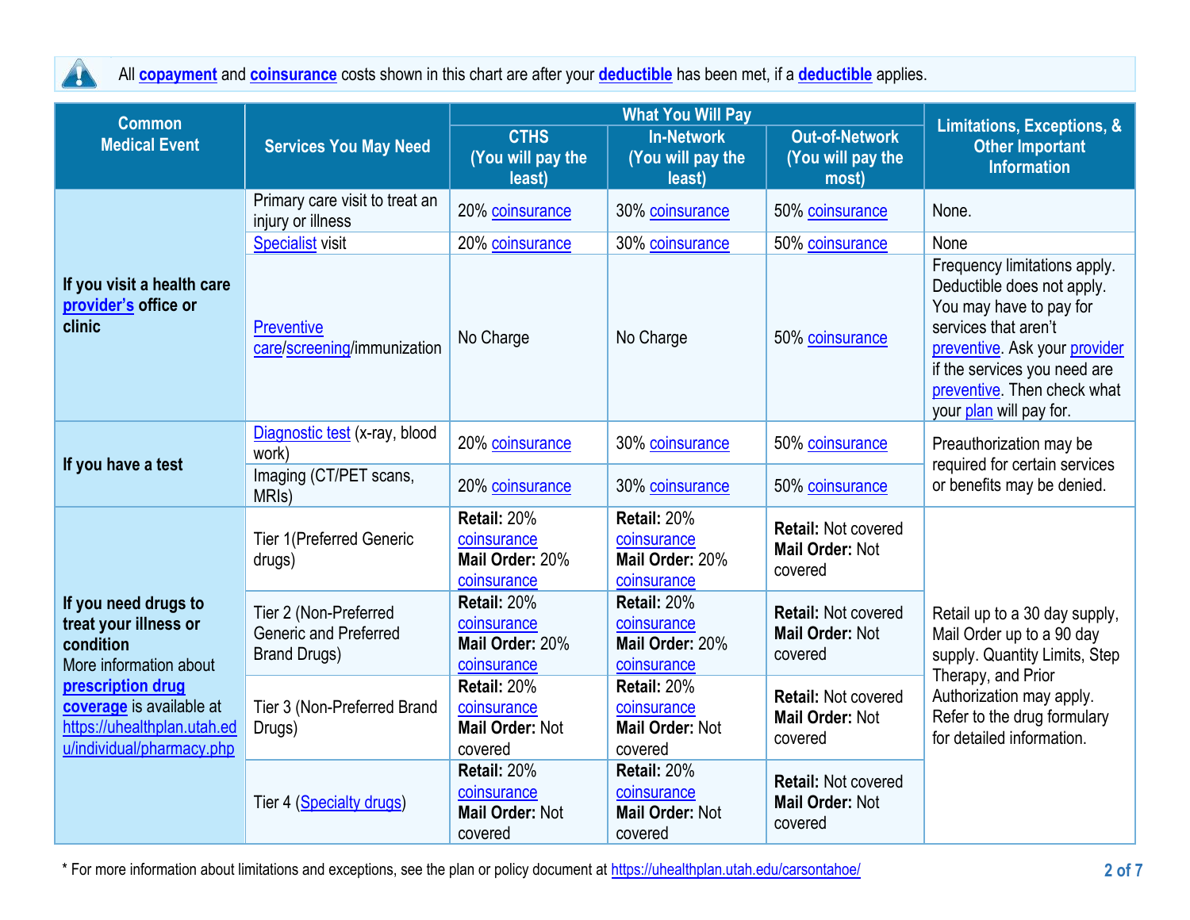All **copayment** and **coinsurance** costs shown in this chart are after your **deductible** has been met, if a **deductible** applies.

| Common Medical Event | Services You May Need | What You Will Pay | | | Limitations, Exceptions, & Other Important Information |
|---|---|---|---|---|---|
| | | CTHS (You will pay the least) | In-Network (You will pay the least) | Out-of-Network (You will pay the most) | |
| **If you visit a health care provider's office or clinic** | Primary care visit to treat an injury or illness | 20% coinsurance | 30% coinsurance | 50% coinsurance | None. |
| | Specialist visit | 20% coinsurance | 30% coinsurance | 50% coinsurance | None |
| | Preventive care/screening/immunization | No Charge | No Charge | 50% coinsurance | Frequency limitations apply. Deductible does not apply. You may have to pay for services that aren't preventive. Ask your provider if the services you need are preventive. Then check what your plan will pay for. |
| **If you have a test** | Diagnostic test (x-ray, blood work) | 20% coinsurance | 30% coinsurance | 50% coinsurance | Preauthorization may be required for certain services or benefits may be denied. |
| | Imaging (CT/PET scans, MRIs) | 20% coinsurance | 30% coinsurance | 50% coinsurance | |
| **If you need drugs to treat your illness or condition** More information about **prescription drug coverage** is available at https://uhealthplan.utah.edu/individual/pharmacy.php | Tier 1(Preferred Generic drugs) | **Retail:** 20% coinsurance **Mail Order:** 20% coinsurance | **Retail:** 20% coinsurance **Mail Order:** 20% coinsurance | **Retail:** Not covered **Mail Order:** Not covered | Retail up to a 30 day supply, Mail Order up to a 90 day supply. Quantity Limits, Step Therapy, and Prior Authorization may apply. Refer to the drug formulary for detailed information. |
| | Tier 2 (Non-Preferred Generic and Preferred Brand Drugs) | **Retail:** 20% coinsurance **Mail Order:** 20% coinsurance | **Retail:** 20% coinsurance **Mail Order:** 20% coinsurance | **Retail:** Not covered **Mail Order:** Not covered | |
| | Tier 3 (Non-Preferred Brand Drugs) | **Retail:** 20% coinsurance **Mail Order:** Not covered | **Retail:** 20% coinsurance **Mail Order:** Not covered | **Retail:** Not covered **Mail Order:** Not covered | |
| | Tier 4 (Specialty drugs) | **Retail:** 20% coinsurance **Mail Order:** Not covered | **Retail:** 20% coinsurance **Mail Order:** Not covered | **Retail:** Not covered **Mail Order:** Not covered | |

\* For more information about limitations and exceptions, see the plan or policy document at https://uhealthplan.utah.edu/carsontahoe/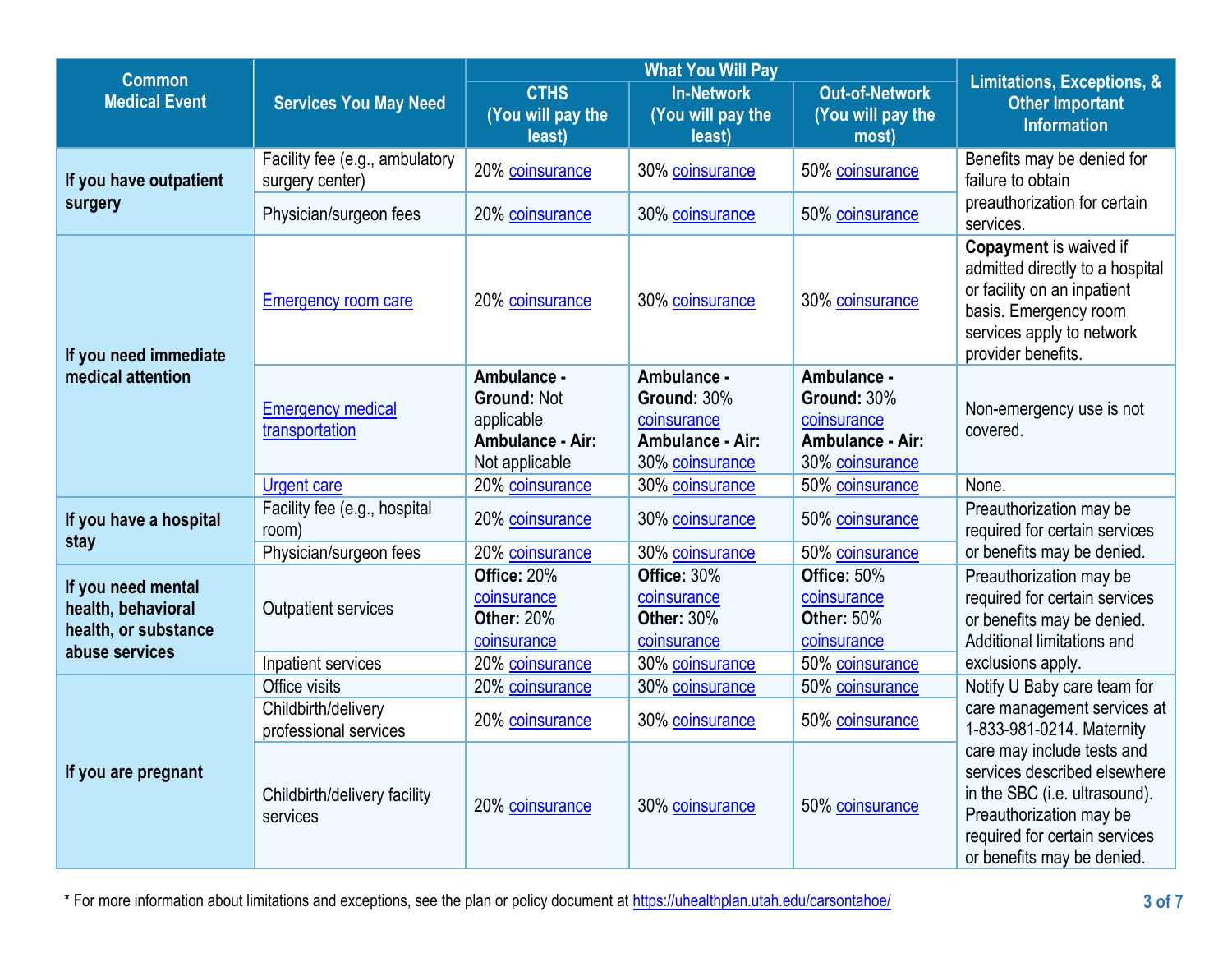| Common Medical Event | Services You May Need | What You Will Pay | | | Limitations, Exceptions, & Other Important Information |
|---|---|---|---|---|---|
| | | CTHS (You will pay the least) | In-Network (You will pay the least) | Out-of-Network (You will pay the most) | |
| If you have outpatient surgery | Facility fee (e.g., ambulatory surgery center) | 20% coinsurance | 30% coinsurance | 50% coinsurance | Benefits may be denied for failure to obtain preauthorization for certain services. |
| | Physician/surgeon fees | 20% coinsurance | 30% coinsurance | 50% coinsurance | |
| If you need immediate medical attention | Emergency room care | 20% coinsurance | 30% coinsurance | 30% coinsurance | **Copayment** is waived if admitted directly to a hospital or facility on an inpatient basis. Emergency room services apply to network provider benefits. |
| | Emergency medical transportation | **Ambulance - Ground:** Not applicable **Ambulance - Air:** Not applicable | **Ambulance - Ground:** 30% coinsurance **Ambulance - Air:** 30% coinsurance | **Ambulance - Ground:** 30% coinsurance **Ambulance - Air:** 30% coinsurance | Non-emergency use is not covered. |
| | Urgent care | 20% coinsurance | 30% coinsurance | 50% coinsurance | None. |
| If you have a hospital stay | Facility fee (e.g., hospital room) | 20% coinsurance | 30% coinsurance | 50% coinsurance | Preauthorization may be required for certain services or benefits may be denied. |
| | Physician/surgeon fees | 20% coinsurance | 30% coinsurance | 50% coinsurance | |
| If you need mental health, behavioral health, or substance abuse services | Outpatient services | **Office:** 20% coinsurance **Other:** 20% coinsurance | **Office:** 30% coinsurance **Other:** 30% coinsurance | **Office:** 50% coinsurance **Other:** 50% coinsurance | Preauthorization may be required for certain services or benefits may be denied. Additional limitations and exclusions apply. |
| | Inpatient services | 20% coinsurance | 30% coinsurance | 50% coinsurance | |
| If you are pregnant | Office visits | 20% coinsurance | 30% coinsurance | 50% coinsurance | Notify U Baby care team for care management services at 1-833-981-0214. Maternity care may include tests and services described elsewhere in the SBC (i.e. ultrasound). Preauthorization may be required for certain services or benefits may be denied. |
| | Childbirth/delivery professional services | 20% coinsurance | 30% coinsurance | 50% coinsurance | |
| | Childbirth/delivery facility services | 20% coinsurance | 30% coinsurance | 50% coinsurance | |

* For more information about limitations and exceptions, see the plan or policy document at https://uhealthplan.utah.edu/carsontahoe/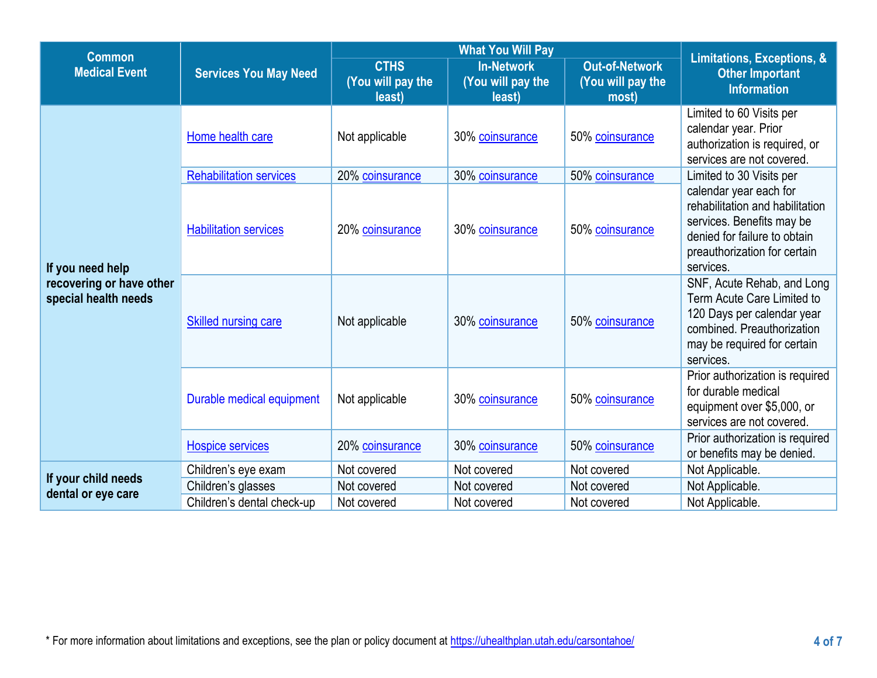| Common Medical Event | Services You May Need | What You Will Pay | | | Limitations, Exceptions, & Other Important Information |
|---|---|---|---|---|---|
| | | CTHS (You will pay the least) | In-Network (You will pay the least) | Out-of-Network (You will pay the most) | |
| If you need help recovering or have other special health needs | Home health care | Not applicable | 30% coinsurance | 50% coinsurance | Limited to 60 Visits per calendar year. Prior authorization is required, or services are not covered. |
| | Rehabilitation services | 20% coinsurance | 30% coinsurance | 50% coinsurance | Limited to 30 Visits per calendar year each for rehabilitation and habilitation services. Benefits may be denied for failure to obtain preauthorization for certain services. |
| | Habilitation services | 20% coinsurance | 30% coinsurance | 50% coinsurance | |
| | Skilled nursing care | Not applicable | 30% coinsurance | 50% coinsurance | SNF, Acute Rehab, and Long Term Acute Care Limited to 120 Days per calendar year combined. Preauthorization may be required for certain services. |
| | Durable medical equipment | Not applicable | 30% coinsurance | 50% coinsurance | Prior authorization is required for durable medical equipment over $5,000, or services are not covered. |
| | Hospice services | 20% coinsurance | 30% coinsurance | 50% coinsurance | Prior authorization is required or benefits may be denied. |
| If your child needs dental or eye care | Children's eye exam | Not covered | Not covered | Not covered | Not Applicable. |
| | Children's glasses | Not covered | Not covered | Not covered | Not Applicable. |
| | Children's dental check-up | Not covered | Not covered | Not covered | Not Applicable. |

* For more information about limitations and exceptions, see the plan or policy document at https://uhealthplan.utah.edu/carsontahoe/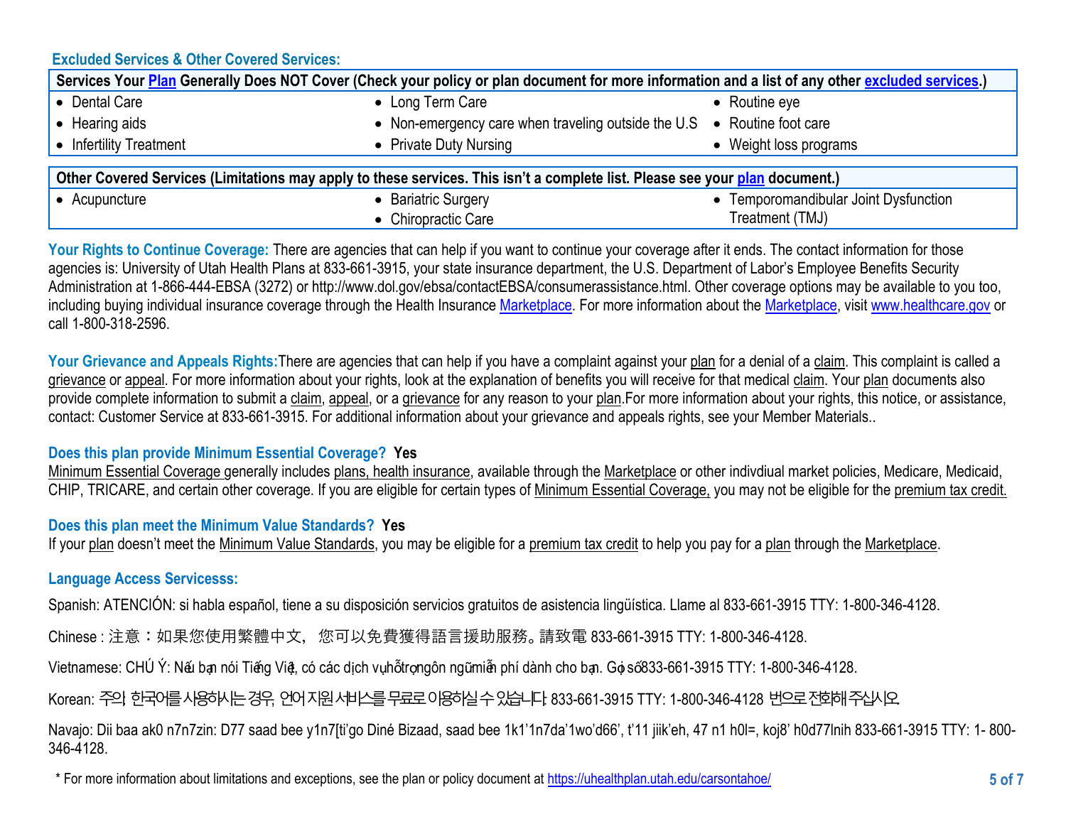### Excluded Services & Other Covered Services:

| Services Your Plan Generally Does NOT Cover (Check your policy or plan document for more information and a list of any other excluded services.) | | |
|---|---|---|
| • Dental Care | • Long Term Care | • Routine eye |
| • Hearing aids | • Non-emergency care when traveling outside the U.S | • Routine foot care |
| • Infertility Treatment | • Private Duty Nursing | • Weight loss programs |

| Other Covered Services (Limitations may apply to these services. This isn't a complete list. Please see your plan document.) | | |
|---|---|---|
| • Acupuncture | • Bariatric Surgery<br>• Chiropractic Care | • Temporomandibular Joint Dysfunction Treatment (TMJ) |

**Your Rights to Continue Coverage:** There are agencies that can help if you want to continue your coverage after it ends. The contact information for those agencies is: University of Utah Health Plans at 833-661-3915, your state insurance department, the U.S. Department of Labor's Employee Benefits Security Administration at 1-866-444-EBSA (3272) or http://www.dol.gov/ebsa/contactEBSA/consumerassistance.html. Other coverage options may be available to you too, including buying individual insurance coverage through the Health Insurance Marketplace. For more information about the Marketplace, visit www.healthcare.gov or call 1-800-318-2596.

**Your Grievance and Appeals Rights:** There are agencies that can help if you have a complaint against your plan for a denial of a claim. This complaint is called a grievance or appeal. For more information about your rights, look at the explanation of benefits you will receive for that medical claim. Your plan documents also provide complete information to submit a claim, appeal, or a grievance for any reason to your plan.For more information about your rights, this notice, or assistance, contact: Customer Service at 833-661-3915. For additional information about your grievance and appeals rights, see your Member Materials..

**Does this plan provide Minimum Essential Coverage? Yes**

Minimum Essential Coverage generally includes plans, health insurance, available through the Marketplace or other indivdiual market policies, Medicare, Medicaid, CHIP, TRICARE, and certain other coverage. If you are eligible for certain types of Minimum Essential Coverage, you may not be eligible for the premium tax credit.

**Does this plan meet the Minimum Value Standards? Yes**

If your plan doesn't meet the Minimum Value Standards, you may be eligible for a premium tax credit to help you pay for a plan through the Marketplace.

**Language Access Servicesss:**

Spanish: ATENCIÓN: si habla español, tiene a su disposición servicios gratuitos de asistencia lingüística. Llame al 833-661-3915 TTY: 1-800-346-4128.

Chinese : 注意：如果您使用繁體中文， 您可以免費獲得語言援助服務。請致電 833-661-3915 TTY: 1-800-346-4128.

Vietnamese: CHÚ Ý: Nếu bạn nói Tiếng Việt, có các dịch vụ hỗ trợ ngôn ngữ miễn phí dành cho bạn. Gọi số 833-661-3915 TTY: 1-800-346-4128.

Korean: 주의: 한국어를 사용하시는 경우, 언어 지원 서비스를 무료로 이용하실 수 있습니다. 833-661-3915 TTY: 1-800-346-4128 번으로 전화해 주십시오.

Navajo: Dii baa ak0 n7n7zin: D77 saad bee y1n7[ti'go Diné Bizaad, saad bee 1k1'1n7da'1wo'd66', t'11 jiik'eh, 47 n1 h0l=, koj8' h0d77lnih 833-661-3915 TTY: 1- 800-346-4128.

* For more information about limitations and exceptions, see the plan or policy document at https://uhealthplan.utah.edu/carsontahoe/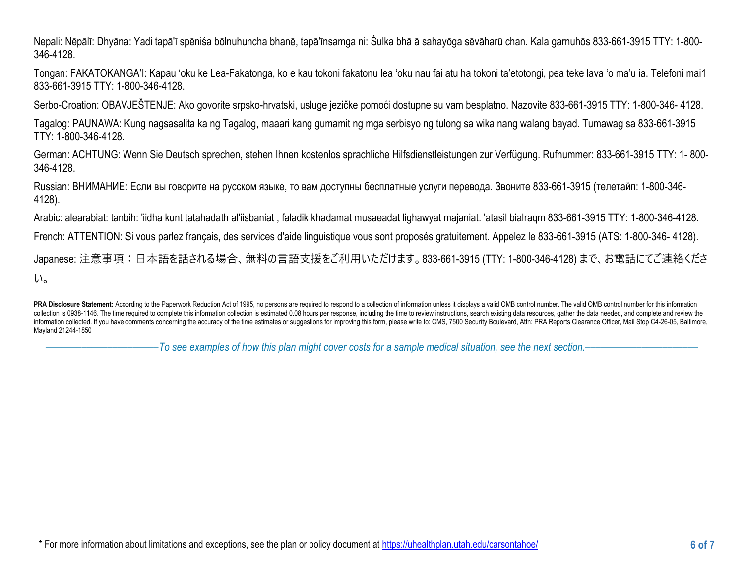Nepali: Nēpālī: Dhyāna: Yadi tapā'ī spēniśa bōlnuhuncha bhanē, tapā'īnsamga ni: Śulka bhā ā sahayōga sēvāharū chan. Kala garnuhōs 833-661-3915 TTY: 1-800-346-4128.

Tongan: FAKATOKANGA'I: Kapau 'oku ke Lea-Fakatonga, ko e kau tokoni fakatonu lea 'oku nau fai atu ha tokoni ta'etotongi, pea teke lava 'o ma'u ia. Telefoni mai1 833-661-3915 TTY: 1-800-346-4128.

Serbo-Croation: OBAVJEŠTENJE: Ako govorite srpsko-hrvatski, usluge jezičke pomoći dostupne su vam besplatno. Nazovite 833-661-3915 TTY: 1-800-346- 4128.

Tagalog: PAUNAWA: Kung nagsasalita ka ng Tagalog, maaari kang gumamit ng mga serbisyo ng tulong sa wika nang walang bayad. Tumawag sa 833-661-3915 TTY: 1-800-346-4128.

German: ACHTUNG: Wenn Sie Deutsch sprechen, stehen Ihnen kostenlos sprachliche Hilfsdienstleistungen zur Verfügung. Rufnummer: 833-661-3915 TTY: 1- 800-346-4128.

Russian: ВНИМАНИЕ: Если вы говорите на русском языке, то вам доступны бесплатные услуги перевода. Звоните 833-661-3915 (телетайп: 1-800-346-4128).

Arabic: alearabiat: tanbih: 'iidha kunt tatahadath al'iisbaniat , faladik khadamat musaeadat lighawyat majaniat. 'atasil bialraqm 833-661-3915 TTY: 1-800-346-4128.

French: ATTENTION: Si vous parlez français, des services d'aide linguistique vous sont proposés gratuitement. Appelez le 833-661-3915 (ATS: 1-800-346- 4128).

Japanese: 注意事項：日本語を話される場合、無料の言語支援をご利用いただけます。833-661-3915 (TTY: 1-800-346-4128) まで、お電話にてご連絡ください。

**PRA Disclosure Statement:** According to the Paperwork Reduction Act of 1995, no persons are required to respond to a collection of information unless it displays a valid OMB control number. The valid OMB control number for this information collection is 0938-1146. The time required to complete this information collection is estimated 0.08 hours per response, including the time to review instructions, search existing data resources, gather the data needed, and complete and review the information collected. If you have comments concerning the accuracy of the time estimates or suggestions for improving this form, please write to: CMS, 7500 Security Boulevard, Attn: PRA Reports Clearance Officer, Mail Stop C4-26-05, Baltimore, Mayland 21244-1850

*To see examples of how this plan might cover costs for a sample medical situation, see the next section.*

* For more information about limitations and exceptions, see the plan or policy document at https://uhealthplan.utah.edu/carsontahoe/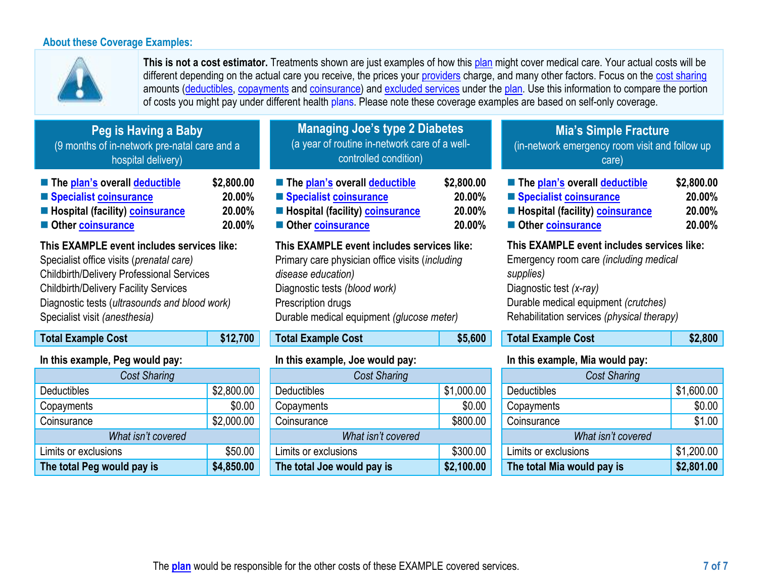## About these Coverage Examples:

**This is not a cost estimator.** Treatments shown are just examples of how this plan might cover medical care. Your actual costs will be different depending on the actual care you receive, the prices your providers charge, and many other factors. Focus on the cost sharing amounts (deductibles, copayments and coinsurance) and excluded services under the plan. Use this information to compare the portion of costs you might pay under different health plans. Please note these coverage examples are based on self-only coverage.

### Peg is Having a Baby
(9 months of in-network pre-natal care and a hospital delivery)

| | |
|---|---|
| **The plan's overall deductible** | **$2,800.00** |
| **Specialist coinsurance** | **20.00%** |
| **Hospital (facility) coinsurance** | **20.00%** |
| **Other coinsurance** | **20.00%** |

**This EXAMPLE event includes services like:**
Specialist office visits (*prenatal care)*
Childbirth/Delivery Professional Services
Childbirth/Delivery Facility Services
Diagnostic tests (*ultrasounds and blood work)*
Specialist visit *(anesthesia)*

| | |
|---|---|
| **Total Example Cost** | **$12,700** |

**In this example, Peg would pay:**

| *Cost Sharing* | |
|---|---|
| Deductibles | $2,800.00 |
| Copayments | $0.00 |
| Coinsurance | $2,000.00 |
| *What isn't covered* | |
| Limits or exclusions | $50.00 |
| **The total Peg would pay is** | **$4,850.00** |

### Managing Joe's type 2 Diabetes
(a year of routine in-network care of a well-controlled condition)

| | |
|---|---|
| **The plan's overall deductible** | **$2,800.00** |
| **Specialist coinsurance** | **20.00%** |
| **Hospital (facility) coinsurance** | **20.00%** |
| **Other coinsurance** | **20.00%** |

**This EXAMPLE event includes services like:**
Primary care physician office visits (*including disease education)*
Diagnostic tests *(blood work)*
Prescription drugs
Durable medical equipment *(glucose meter)*

| | |
|---|---|
| **Total Example Cost** | **$5,600** |

**In this example, Joe would pay:**

| *Cost Sharing* | |
|---|---|
| Deductibles | $1,000.00 |
| Copayments | $0.00 |
| Coinsurance | $800.00 |
| *What isn't covered* | |
| Limits or exclusions | $300.00 |
| **The total Joe would pay is** | **$2,100.00** |

### Mia's Simple Fracture
(in-network emergency room visit and follow up care)

| | |
|---|---|
| **The plan's overall deductible** | **$2,800.00** |
| **Specialist coinsurance** | **20.00%** |
| **Hospital (facility) coinsurance** | **20.00%** |
| **Other coinsurance** | **20.00%** |

**This EXAMPLE event includes services like:**
Emergency room care *(including medical supplies)*
Diagnostic test *(x-ray)*
Durable medical equipment *(crutches)*
Rehabilitation services *(physical therapy)*

| | |
|---|---|
| **Total Example Cost** | **$2,800** |

**In this example, Mia would pay:**

| *Cost Sharing* | |
|---|---|
| Deductibles | $1,600.00 |
| Copayments | $0.00 |
| Coinsurance | $1.00 |
| *What isn't covered* | |
| Limits or exclusions | $1,200.00 |
| **The total Mia would pay is** | **$2,801.00** |

The plan would be responsible for the other costs of these EXAMPLE covered services.